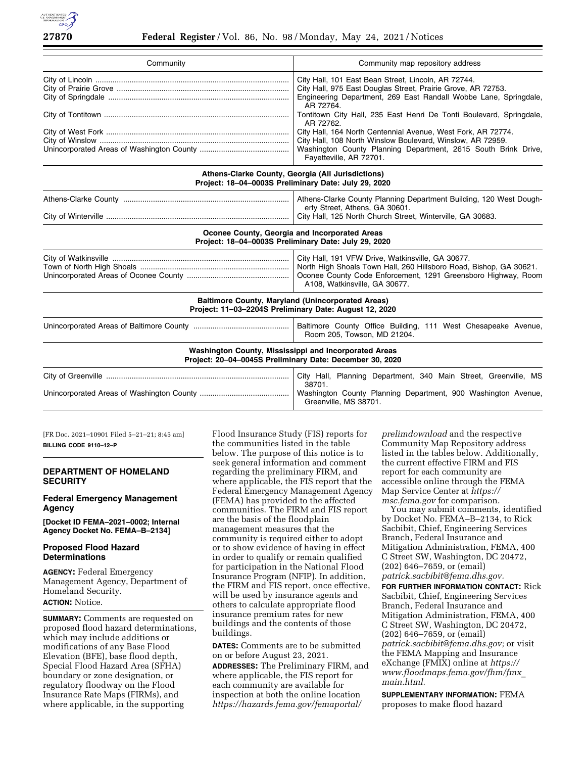| Community | Community map repository address |
| --- | --- |
| City of Lincoln | City Hall, 101 East Bean Street, Lincoln, AR 72744. |
| City of Prairie Grove | City Hall, 975 East Douglas Street, Prairie Grove, AR 72753. |
| City of Springdale | Engineering Department, 269 East Randall Wobbe Lane, Springdale, AR 72764. |
| City of Tontitown | Tontitown City Hall, 235 East Henri De Tonti Boulevard, Springdale, AR 72762. |
| City of West Fork | City Hall, 164 North Centennial Avenue, West Fork, AR 72774. |
| City of Winslow | City Hall, 108 North Winslow Boulevard, Winslow, AR 72959. |
| Unincorporated Areas of Washington County | Washington County Planning Department, 2615 South Brink Drive, Fayetteville, AR 72701. |
| **Athens-Clarke County, Georgia (All Jurisdictions) Project: 18–04–0003S Preliminary Date: July 29, 2020** | |
| Athens-Clarke County | Athens-Clarke County Planning Department Building, 120 West Dougherty Street, Athens, GA 30601. |
| City of Winterville | City Hall, 125 North Church Street, Winterville, GA 30683. |
| **Oconee County, Georgia and Incorporated Areas Project: 18–04–0003S Preliminary Date: July 29, 2020** | |
| City of Watkinsville | City Hall, 191 VFW Drive, Watkinsville, GA 30677. |
| Town of North High Shoals | North High Shoals Town Hall, 260 Hillsboro Road, Bishop, GA 30621. |
| Unincorporated Areas of Oconee County | Oconee County Code Enforcement, 1291 Greensboro Highway, Room A108, Watkinsville, GA 30677. |
| **Baltimore County, Maryland (Unincorporated Areas) Project: 11–03–2204S Preliminary Date: August 12, 2020** | |
| Unincorporated Areas of Baltimore County | Baltimore County Office Building, 111 West Chesapeake Avenue, Room 205, Towson, MD 21204. |
| **Washington County, Mississippi and Incorporated Areas Project: 20–04–0045S Preliminary Date: December 30, 2020** | |
| City of Greenville | City Hall, Planning Department, 340 Main Street, Greenville, MS 38701. |
| Unincorporated Areas of Washington County | Washington County Planning Department, 900 Washington Avenue, Greenville, MS 38701. |

[FR Doc. 2021–10901 Filed 5–21–21; 8:45 am]

**BILLING CODE 9110–12–P**

## DEPARTMENT OF HOMELAND SECURITY

### Federal Emergency Management Agency

**[Docket ID FEMA–2021–0002; Internal Agency Docket No. FEMA–B–2134]**

### Proposed Flood Hazard Determinations

**AGENCY:** Federal Emergency Management Agency, Department of Homeland Security.

**ACTION:** Notice.

**SUMMARY:** Comments are requested on proposed flood hazard determinations, which may include additions or modifications of any Base Flood Elevation (BFE), base flood depth, Special Flood Hazard Area (SFHA) boundary or zone designation, or regulatory floodway on the Flood Insurance Rate Maps (FIRMs), and where applicable, in the supporting Flood Insurance Study (FIS) reports for the communities listed in the table below. The purpose of this notice is to seek general information and comment regarding the preliminary FIRM, and where applicable, the FIS report that the Federal Emergency Management Agency (FEMA) has provided to the affected communities. The FIRM and FIS report are the basis of the floodplain management measures that the community is required either to adopt or to show evidence of having in effect in order to qualify or remain qualified for participation in the National Flood Insurance Program (NFIP). In addition, the FIRM and FIS report, once effective, will be used by insurance agents and others to calculate appropriate flood insurance premium rates for new buildings and the contents of those buildings.

**DATES:** Comments are to be submitted on or before August 23, 2021.

**ADDRESSES:** The Preliminary FIRM, and where applicable, the FIS report for each community are available for inspection at both the online location *https://hazards.fema.gov/femaportal/prelimdownload* and the respective Community Map Repository address listed in the tables below. Additionally, the current effective FIRM and FIS report for each community are accessible online through the FEMA Map Service Center at *https://msc.fema.gov* for comparison.

You may submit comments, identified by Docket No. FEMA–B–2134, to Rick Sacbibit, Chief, Engineering Services Branch, Federal Insurance and Mitigation Administration, FEMA, 400 C Street SW, Washington, DC 20472, (202) 646–7659, or (email) *patrick.sacbibit@fema.dhs.gov.*

**FOR FURTHER INFORMATION CONTACT:** Rick Sacbibit, Chief, Engineering Services Branch, Federal Insurance and Mitigation Administration, FEMA, 400 C Street SW, Washington, DC 20472, (202) 646–7659, or (email) *patrick.sacbibit@fema.dhs.gov;* or visit the FEMA Mapping and Insurance eXchange (FMIX) online at *https://www.floodmaps.fema.gov/fhm/fmx_main.html.*

**SUPPLEMENTARY INFORMATION:** FEMA proposes to make flood hazard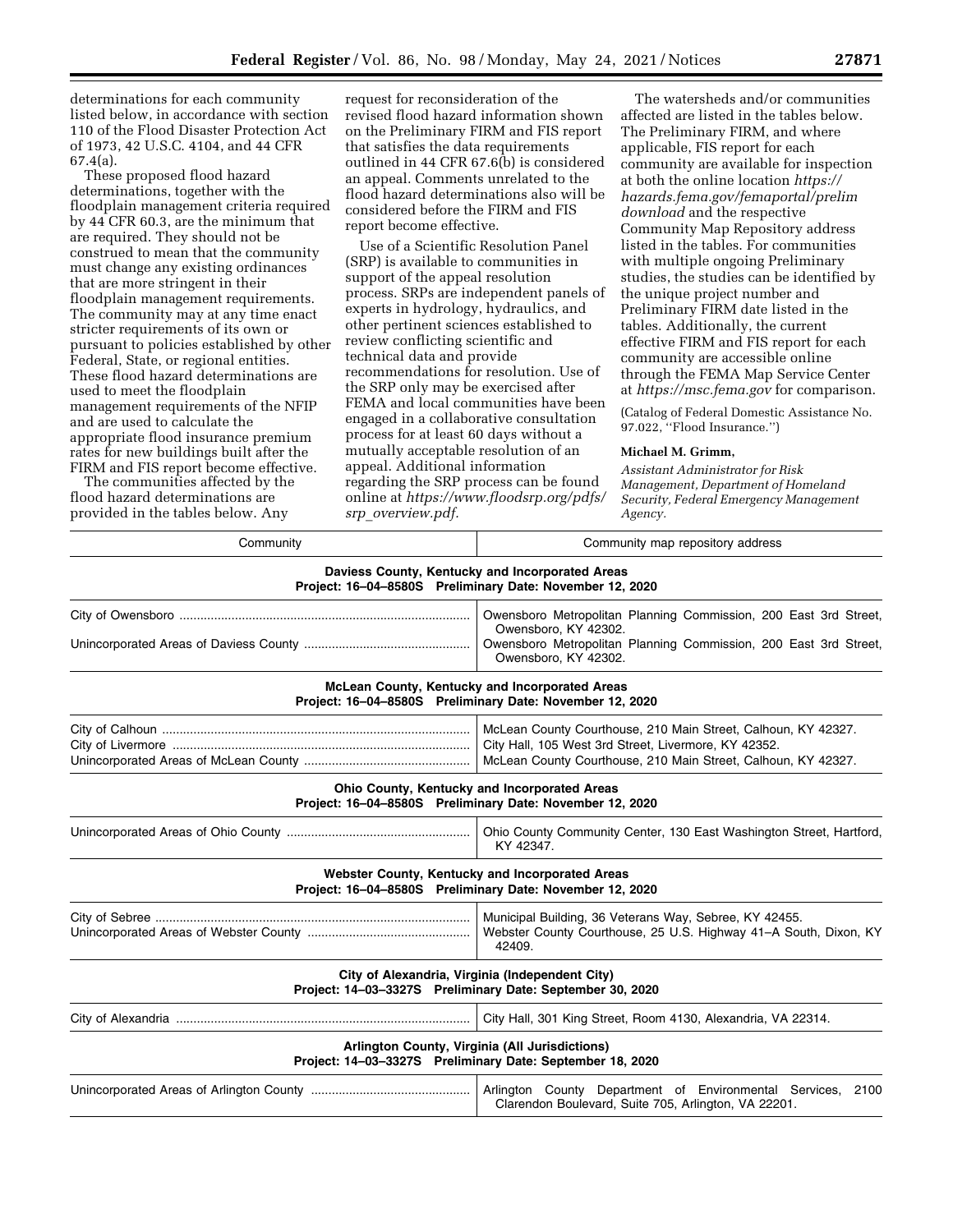determinations for each community listed below, in accordance with section 110 of the Flood Disaster Protection Act of 1973, 42 U.S.C. 4104, and 44 CFR 67.4(a).

These proposed flood hazard determinations, together with the floodplain management criteria required by 44 CFR 60.3, are the minimum that are required. They should not be construed to mean that the community must change any existing ordinances that are more stringent in their floodplain management requirements. The community may at any time enact stricter requirements of its own or pursuant to policies established by other Federal, State, or regional entities. These flood hazard determinations are used to meet the floodplain management requirements of the NFIP and are used to calculate the appropriate flood insurance premium rates for new buildings built after the FIRM and FIS report become effective.

The communities affected by the flood hazard determinations are provided in the tables below. Any request for reconsideration of the revised flood hazard information shown on the Preliminary FIRM and FIS report that satisfies the data requirements outlined in 44 CFR 67.6(b) is considered an appeal. Comments unrelated to the flood hazard determinations also will be considered before the FIRM and FIS report become effective.

Use of a Scientific Resolution Panel (SRP) is available to communities in support of the appeal resolution process. SRPs are independent panels of experts in hydrology, hydraulics, and other pertinent sciences established to review conflicting scientific and technical data and provide recommendations for resolution. Use of the SRP only may be exercised after FEMA and local communities have been engaged in a collaborative consultation process for at least 60 days without a mutually acceptable resolution of an appeal. Additional information regarding the SRP process can be found online at *https://www.floodsrp.org/pdfs/srp_overview.pdf*.

The watersheds and/or communities affected are listed in the tables below. The Preliminary FIRM, and where applicable, FIS report for each community are available for inspection at both the online location *https://hazards.fema.gov/femaportal/prelimdownload* and the respective Community Map Repository address listed in the tables. For communities with multiple ongoing Preliminary studies, the studies can be identified by the unique project number and Preliminary FIRM date listed in the tables. Additionally, the current effective FIRM and FIS report for each community are accessible online through the FEMA Map Service Center at *https://msc.fema.gov* for comparison.

(Catalog of Federal Domestic Assistance No. 97.022, "Flood Insurance.")

**Michael M. Grimm,**

*Assistant Administrator for Risk Management, Department of Homeland Security, Federal Emergency Management Agency.*

| Community | Community map repository address |
|---|---|
| **Daviess County, Kentucky and Incorporated Areas** | |
| **Project: 16–04–8580S Preliminary Date: November 12, 2020** | |
| City of Owensboro | Owensboro Metropolitan Planning Commission, 200 East 3rd Street, Owensboro, KY 42302. |
| Unincorporated Areas of Daviess County | Owensboro Metropolitan Planning Commission, 200 East 3rd Street, Owensboro, KY 42302. |
| **McLean County, Kentucky and Incorporated Areas** | |
| **Project: 16–04–8580S Preliminary Date: November 12, 2020** | |
| City of Calhoun | McLean County Courthouse, 210 Main Street, Calhoun, KY 42327. |
| City of Livermore | City Hall, 105 West 3rd Street, Livermore, KY 42352. |
| Unincorporated Areas of McLean County | McLean County Courthouse, 210 Main Street, Calhoun, KY 42327. |
| **Ohio County, Kentucky and Incorporated Areas** | |
| **Project: 16–04–8580S Preliminary Date: November 12, 2020** | |
| Unincorporated Areas of Ohio County | Ohio County Community Center, 130 East Washington Street, Hartford, KY 42347. |
| **Webster County, Kentucky and Incorporated Areas** | |
| **Project: 16–04–8580S Preliminary Date: November 12, 2020** | |
| City of Sebree | Municipal Building, 36 Veterans Way, Sebree, KY 42455. |
| Unincorporated Areas of Webster County | Webster County Courthouse, 25 U.S. Highway 41–A South, Dixon, KY 42409. |
| **City of Alexandria, Virginia (Independent City)** | |
| **Project: 14–03–3327S Preliminary Date: September 30, 2020** | |
| City of Alexandria | City Hall, 301 King Street, Room 4130, Alexandria, VA 22314. |
| **Arlington County, Virginia (All Jurisdictions)** | |
| **Project: 14–03–3327S Preliminary Date: September 18, 2020** | |
| Unincorporated Areas of Arlington County | Arlington County Department of Environmental Services, 2100 Clarendon Boulevard, Suite 705, Arlington, VA 22201. |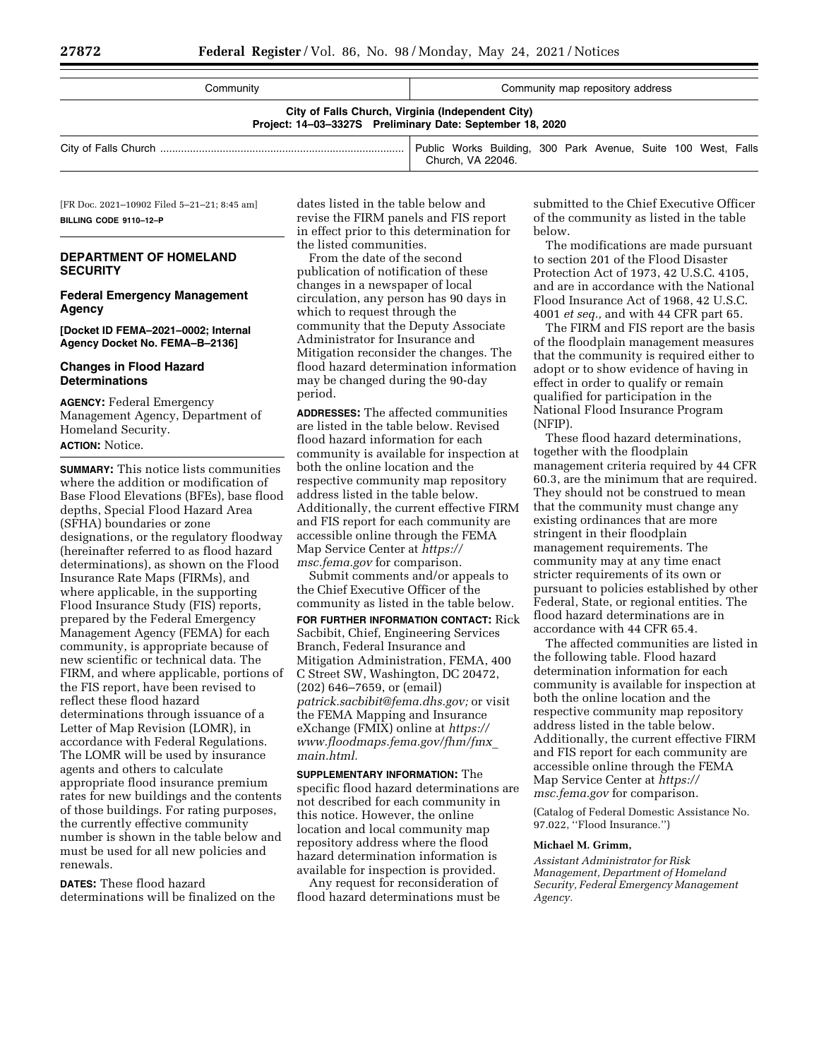| Community | Community map repository address |
| --- | --- |
| **City of Falls Church, Virginia (Independent City)** **Project: 14–03–3327S Preliminary Date: September 18, 2020** | |
| City of Falls Church | Public Works Building, 300 Park Avenue, Suite 100 West, Falls Church, VA 22046. |

[FR Doc. 2021–10902 Filed 5–21–21; 8:45 am]

**BILLING CODE 9110–12–P**

## DEPARTMENT OF HOMELAND SECURITY

### Federal Emergency Management Agency

**[Docket ID FEMA–2021–0002; Internal Agency Docket No. FEMA–B–2136]**

### Changes in Flood Hazard Determinations

**AGENCY:** Federal Emergency Management Agency, Department of Homeland Security.

**ACTION:** Notice.

**SUMMARY:** This notice lists communities where the addition or modification of Base Flood Elevations (BFEs), base flood depths, Special Flood Hazard Area (SFHA) boundaries or zone designations, or the regulatory floodway (hereinafter referred to as flood hazard determinations), as shown on the Flood Insurance Rate Maps (FIRMs), and where applicable, in the supporting Flood Insurance Study (FIS) reports, prepared by the Federal Emergency Management Agency (FEMA) for each community, is appropriate because of new scientific or technical data. The FIRM, and where applicable, portions of the FIS report, have been revised to reflect these flood hazard determinations through issuance of a Letter of Map Revision (LOMR), in accordance with Federal Regulations. The LOMR will be used by insurance agents and others to calculate appropriate flood insurance premium rates for new buildings and the contents of those buildings. For rating purposes, the currently effective community number is shown in the table below and must be used for all new policies and renewals.

**DATES:** These flood hazard determinations will be finalized on the dates listed in the table below and revise the FIRM panels and FIS report in effect prior to this determination for the listed communities.

From the date of the second publication of notification of these changes in a newspaper of local circulation, any person has 90 days in which to request through the community that the Deputy Associate Administrator for Insurance and Mitigation reconsider the changes. The flood hazard determination information may be changed during the 90-day period.

**ADDRESSES:** The affected communities are listed in the table below. Revised flood hazard information for each community is available for inspection at both the online location and the respective community map repository address listed in the table below. Additionally, the current effective FIRM and FIS report for each community are accessible online through the FEMA Map Service Center at *https://msc.fema.gov* for comparison.

Submit comments and/or appeals to the Chief Executive Officer of the community as listed in the table below.

**FOR FURTHER INFORMATION CONTACT:** Rick Sacbibit, Chief, Engineering Services Branch, Federal Insurance and Mitigation Administration, FEMA, 400 C Street SW, Washington, DC 20472, (202) 646–7659, or (email) *patrick.sacbibit@fema.dhs.gov;* or visit the FEMA Mapping and Insurance eXchange (FMIX) online at *https://www.floodmaps.fema.gov/fhm/fmx_main.html.*

**SUPPLEMENTARY INFORMATION:** The specific flood hazard determinations are not described for each community in this notice. However, the online location and local community map repository address where the flood hazard determination information is available for inspection is provided.

Any request for reconsideration of flood hazard determinations must be submitted to the Chief Executive Officer of the community as listed in the table below.

The modifications are made pursuant to section 201 of the Flood Disaster Protection Act of 1973, 42 U.S.C. 4105, and are in accordance with the National Flood Insurance Act of 1968, 42 U.S.C. 4001 *et seq.,* and with 44 CFR part 65.

The FIRM and FIS report are the basis of the floodplain management measures that the community is required either to adopt or to show evidence of having in effect in order to qualify or remain qualified for participation in the National Flood Insurance Program (NFIP).

These flood hazard determinations, together with the floodplain management criteria required by 44 CFR 60.3, are the minimum that are required. They should not be construed to mean that the community must change any existing ordinances that are more stringent in their floodplain management requirements. The community may at any time enact stricter requirements of its own or pursuant to policies established by other Federal, State, or regional entities. The flood hazard determinations are in accordance with 44 CFR 65.4.

The affected communities are listed in the following table. Flood hazard determination information for each community is available for inspection at both the online location and the respective community map repository address listed in the table below. Additionally, the current effective FIRM and FIS report for each community are accessible online through the FEMA Map Service Center at *https://msc.fema.gov* for comparison.

(Catalog of Federal Domestic Assistance No. 97.022, ''Flood Insurance.'')

**Michael M. Grimm,**

*Assistant Administrator for Risk Management, Department of Homeland Security, Federal Emergency Management Agency.*